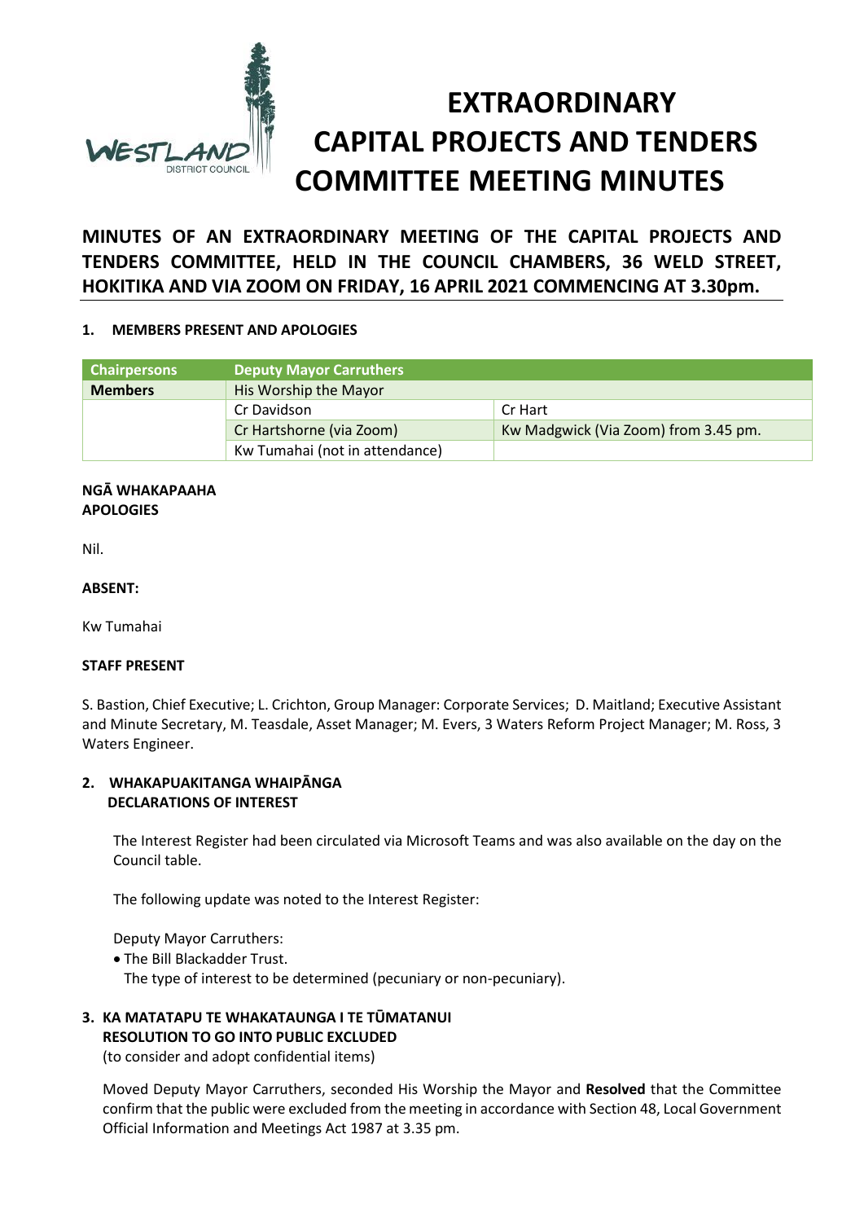# EXTRAORDINARY CAPITAL PROJECTS AND TENDERS COMMITTEE MEETING MINUTES

## MINUTES OF AN EXTRAORDINARY MEETING OF THE CAPITAL PROJECTS AND TENDERS COMMITTEE, HELD IN THE COUNCIL CHAMBERS, 36 WELD STREET, HOKITIKA AND VIA ZOOM ON FRIDAY, 16 APRIL 2021 COMMENCING AT 3.30pm.

### 1. MEMBERS PRESENT AND APOLOGIES

| Chairpersons | Deputy Mayor Carruthers | |
|---|---|---|
| **Members** | His Worship the Mayor | |
| | Cr Davidson | Cr Hart |
| | Cr Hartshorne (via Zoom) | Kw Madgwick (Via Zoom) from 3.45 pm. |
| | Kw Tumahai (not in attendance) | |

**NGĀ WHAKAPAAHA**
**APOLOGIES**

Nil.

**ABSENT:**

Kw Tumahai

**STAFF PRESENT**

S. Bastion, Chief Executive; L. Crichton, Group Manager: Corporate Services; D. Maitland; Executive Assistant and Minute Secretary, M. Teasdale, Asset Manager; M. Evers, 3 Waters Reform Project Manager; M. Ross, 3 Waters Engineer.

### 2. WHAKAPUAKITANGA WHAIPĀNGA
### DECLARATIONS OF INTEREST

The Interest Register had been circulated via Microsoft Teams and was also available on the day on the Council table.

The following update was noted to the Interest Register:

Deputy Mayor Carruthers:

- The Bill Blackadder Trust.
  The type of interest to be determined (pecuniary or non-pecuniary).

### 3. KA MATATAPU TE WHAKATAUNGA I TE TŪMATANUI
### RESOLUTION TO GO INTO PUBLIC EXCLUDED

(to consider and adopt confidential items)

Moved Deputy Mayor Carruthers, seconded His Worship the Mayor and **Resolved** that the Committee confirm that the public were excluded from the meeting in accordance with Section 48, Local Government Official Information and Meetings Act 1987 at 3.35 pm.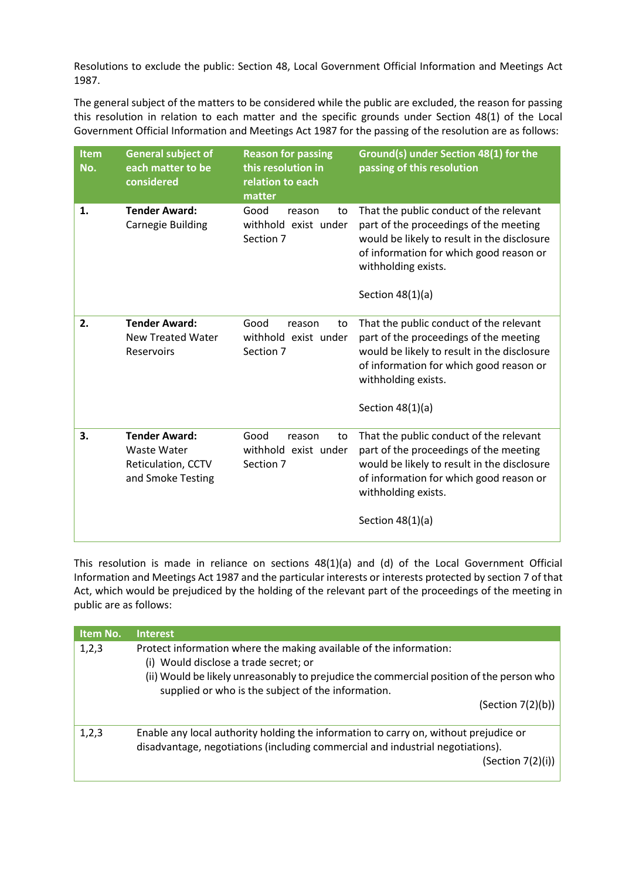Resolutions to exclude the public: Section 48, Local Government Official Information and Meetings Act 1987.

The general subject of the matters to be considered while the public are excluded, the reason for passing this resolution in relation to each matter and the specific grounds under Section 48(1) of the Local Government Official Information and Meetings Act 1987 for the passing of the resolution are as follows:

| Item No. | General subject of each matter to be considered | Reason for passing this resolution in relation to each matter | Ground(s) under Section 48(1) for the passing of this resolution |
|---|---|---|---|
| **1.** | **Tender Award:** Carnegie Building | Good reason to withhold exist under Section 7 | That the public conduct of the relevant part of the proceedings of the meeting would be likely to result in the disclosure of information for which good reason or withholding exists.<br><br>Section 48(1)(a) |
| **2.** | **Tender Award:** New Treated Water Reservoirs | Good reason to withhold exist under Section 7 | That the public conduct of the relevant part of the proceedings of the meeting would be likely to result in the disclosure of information for which good reason or withholding exists.<br><br>Section 48(1)(a) |
| **3.** | **Tender Award:** Waste Water Reticulation, CCTV and Smoke Testing | Good reason to withhold exist under Section 7 | That the public conduct of the relevant part of the proceedings of the meeting would be likely to result in the disclosure of information for which good reason or withholding exists.<br><br>Section 48(1)(a) |

This resolution is made in reliance on sections 48(1)(a) and (d) of the Local Government Official Information and Meetings Act 1987 and the particular interests or interests protected by section 7 of that Act, which would be prejudiced by the holding of the relevant part of the proceedings of the meeting in public are as follows:

| Item No. | Interest |
|---|---|
| 1,2,3 | Protect information where the making available of the information:<br>(i) Would disclose a trade secret; or<br>(ii) Would be likely unreasonably to prejudice the commercial position of the person who supplied or who is the subject of the information.<br>(Section 7(2)(b)) |
| 1,2,3 | Enable any local authority holding the information to carry on, without prejudice or disadvantage, negotiations (including commercial and industrial negotiations).<br>(Section 7(2)(i)) |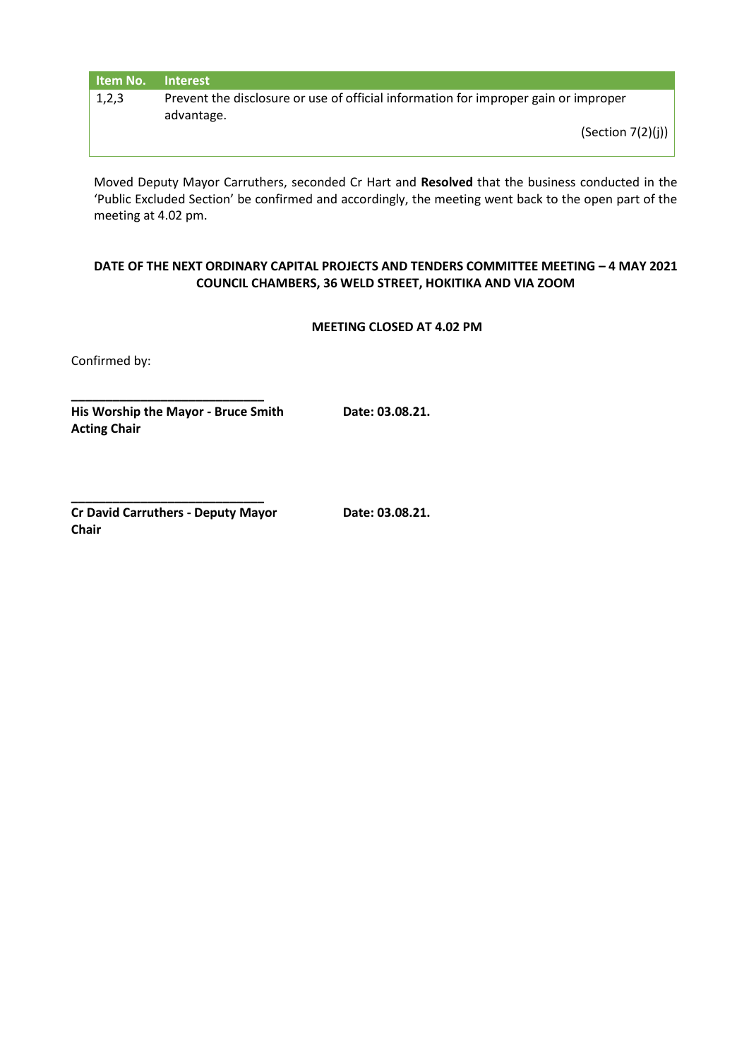| Item No. | Interest |
|---|---|
| 1,2,3 | Prevent the disclosure or use of official information for improper gain or improper advantage. (Section 7(2)(j)) |

Moved Deputy Mayor Carruthers, seconded Cr Hart and **Resolved** that the business conducted in the 'Public Excluded Section' be confirmed and accordingly, the meeting went back to the open part of the meeting at 4.02 pm.

**DATE OF THE NEXT ORDINARY CAPITAL PROJECTS AND TENDERS COMMITTEE MEETING – 4 MAY 2021 COUNCIL CHAMBERS, 36 WELD STREET, HOKITIKA AND VIA ZOOM**

**MEETING CLOSED AT 4.02 PM**

Confirmed by:

\_\_\_\_\_\_\_\_\_\_\_\_\_\_\_\_\_\_\_\_\_\_\_\_\_\_\_\_

**His Worship the Mayor - Bruce Smith**
**Acting Chair**

**Date: 03.08.21.**

\_\_\_\_\_\_\_\_\_\_\_\_\_\_\_\_\_\_\_\_\_\_\_\_\_\_\_\_

**Cr David Carruthers - Deputy Mayor**
**Chair**

**Date: 03.08.21.**